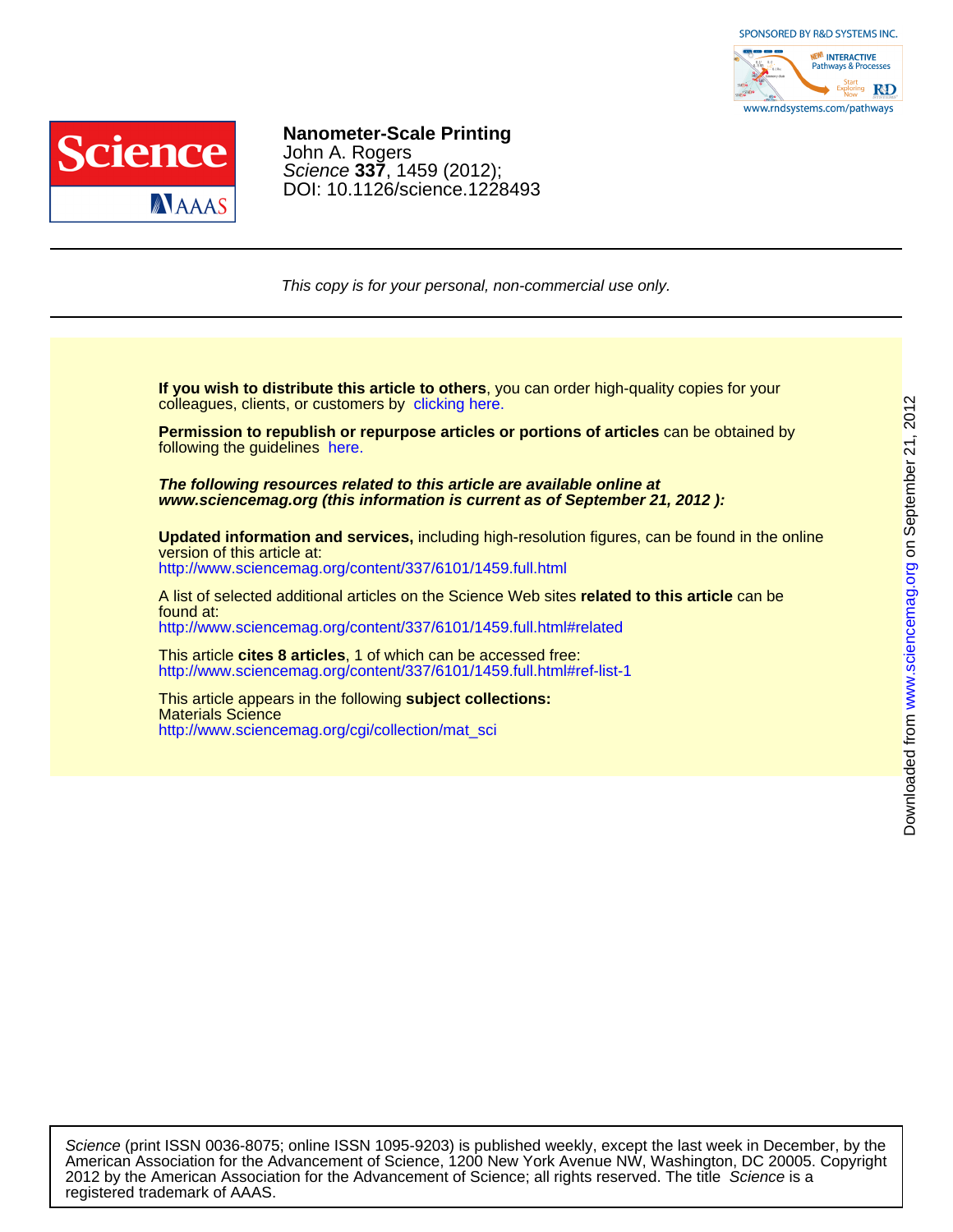**Nanometer-Scale Printing**
John A. Rogers
*Science* **337**, 1459 (2012);
DOI: 10.1126/science.1228493

*This copy is for your personal, non-commercial use only.*

**If you wish to distribute this article to others**, you can order high-quality copies for your colleagues, clients, or customers by clicking here.

**Permission to republish or repurpose articles or portions of articles** can be obtained by following the guidelines here.

***The following resources related to this article are available online at www.sciencemag.org (this information is current as of September 21, 2012 ):***

**Updated information and services,** including high-resolution figures, can be found in the online version of this article at:
http://www.sciencemag.org/content/337/6101/1459.full.html

A list of selected additional articles on the Science Web sites **related to this article** can be found at:
http://www.sciencemag.org/content/337/6101/1459.full.html#related

This article **cites 8 articles**, 1 of which can be accessed free:
http://www.sciencemag.org/content/337/6101/1459.full.html#ref-list-1

This article appears in the following **subject collections:**
Materials Science
http://www.sciencemag.org/cgi/collection/mat_sci

*Science* (print ISSN 0036-8075; online ISSN 1095-9203) is published weekly, except the last week in December, by the American Association for the Advancement of Science, 1200 New York Avenue NW, Washington, DC 20005. Copyright 2012 by the American Association for the Advancement of Science; all rights reserved. The title *Science* is a registered trademark of AAAS.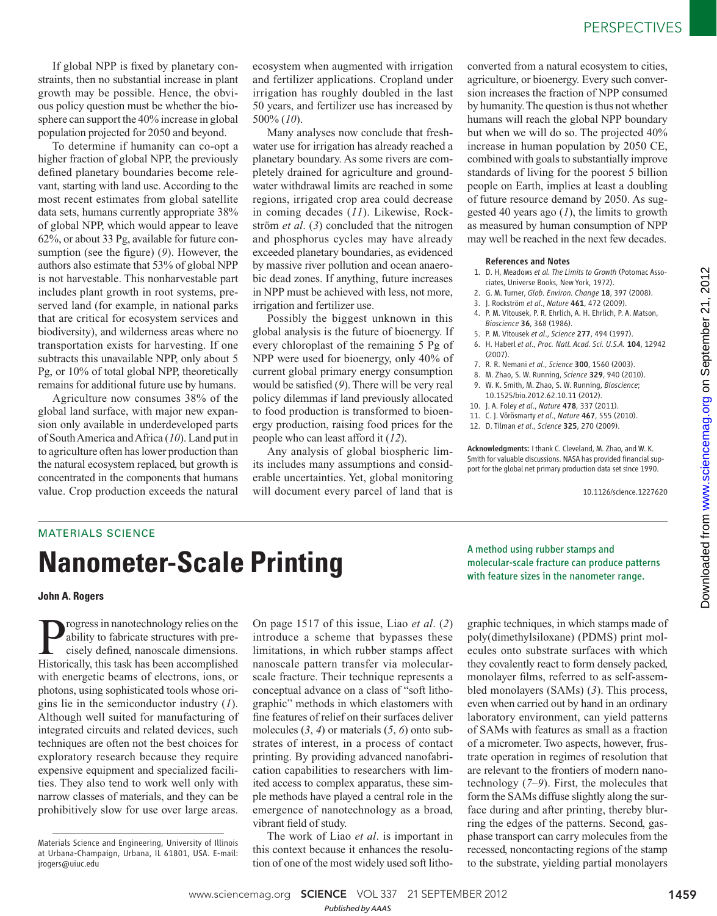If global NPP is fixed by planetary constraints, then no substantial increase in plant growth may be possible. Hence, the obvious policy question must be whether the biosphere can support the 40% increase in global population projected for 2050 and beyond.

To determine if humanity can co-opt a higher fraction of global NPP, the previously defined planetary boundaries become relevant, starting with land use. According to the most recent estimates from global satellite data sets, humans currently appropriate 38% of global NPP, which would appear to leave 62%, or about 33 Pg, available for future consumption (see the figure) (*9*). However, the authors also estimate that 53% of global NPP is not harvestable. This nonharvestable part includes plant growth in root systems, preserved land (for example, in national parks that are critical for ecosystem services and biodiversity), and wilderness areas where no transportation exists for harvesting. If one subtracts this unavailable NPP, only about 5 Pg, or 10% of total global NPP, theoretically remains for additional future use by humans.

Agriculture now consumes 38% of the global land surface, with major new expansion only available in underdeveloped parts of South America and Africa (*10*). Land put in to agriculture often has lower production than the natural ecosystem replaced, but growth is concentrated in the components that humans value. Crop production exceeds the natural ecosystem when augmented with irrigation and fertilizer applications. Cropland under irrigation has roughly doubled in the last 50 years, and fertilizer use has increased by 500% (*10*).

Many analyses now conclude that freshwater use for irrigation has already reached a planetary boundary. As some rivers are completely drained for agriculture and groundwater withdrawal limits are reached in some regions, irrigated crop area could decrease in coming decades (*11*). Likewise, Rockström *et al*. (*3*) concluded that the nitrogen and phosphorus cycles may have already exceeded planetary boundaries, as evidenced by massive river pollution and ocean anaerobic dead zones. If anything, future increases in NPP must be achieved with less, not more, irrigation and fertilizer use.

Possibly the biggest unknown in this global analysis is the future of bioenergy. If every chloroplast of the remaining 5 Pg of NPP were used for bioenergy, only 40% of current global primary energy consumption would be satisfied (*9*). There will be very real policy dilemmas if land previously allocated to food production is transformed to bioenergy production, raising food prices for the people who can least afford it (*12*).

Any analysis of global biospheric limits includes many assumptions and considerable uncertainties. Yet, global monitoring will document every parcel of land that is converted from a natural ecosystem to cities, agriculture, or bioenergy. Every such conversion increases the fraction of NPP consumed by humanity. The question is thus not whether humans will reach the global NPP boundary but when we will do so. The projected 40% increase in human population by 2050 CE, combined with goals to substantially improve standards of living for the poorest 5 billion people on Earth, implies at least a doubling of future resource demand by 2050. As suggested 40 years ago (*1*), the limits to growth as measured by human consumption of NPP may well be reached in the next few decades.

### References and Notes

1. D. H, Meadows *et al. The Limits to Growth* (Potomac Associates, Universe Books, New York, 1972).
2. G. M. Turner, *Glob. Environ. Change* **18**, 397 (2008).
3. J. Rockström *et al*., *Nature* **461**, 472 (2009).
4. P. M. Vitousek, P. R. Ehrlich, A. H. Ehrlich, P. A. Matson, *Bioscience* **36**, 368 (1986).
5. P. M. Vitousek *et al*., *Science* **277**, 494 (1997).
6. H. Haberl *et al*., *Proc. Natl. Acad. Sci. U.S.A.* **104**, 12942 (2007).
7. R. R. Nemani *et al*., *Science* **300**, 1560 (2003).
8. M. Zhao, S. W. Running, *Science* **329**, 940 (2010).
9. W. K. Smith, M. Zhao, S. W. Running, *Bioscience*; 10.1525/bio.2012.62.10.11 (2012).
10. J. A. Foley *et al*., *Nature* **478**, 337 (2011).
11. C. J. Vörösmarty *et al*., *Nature* **467**, 555 (2010).
12. D. Tilman *et al*., *Science* **325**, 270 (2009).

**Acknowledgments:** I thank C. Cleveland, M. Zhao, and W. K. Smith for valuable discussions. NASA has provided financial support for the global net primary production data set since 1990.

10.1126/science.1227620

MATERIALS SCIENCE

# Nanometer-Scale Printing

A method using rubber stamps and molecular-scale fracture can produce patterns with feature sizes in the nanometer range.

**John A. Rogers**

Materials Science and Engineering, University of Illinois at Urbana-Champaign, Urbana, IL 61801, USA. E-mail: jrogers@uiuc.edu

Progress in nanotechnology relies on the ability to fabricate structures with precisely defined, nanoscale dimensions. Historically, this task has been accomplished with energetic beams of electrons, ions, or photons, using sophisticated tools whose origins lie in the semiconductor industry (*1*). Although well suited for manufacturing of integrated circuits and related devices, such techniques are often not the best choices for exploratory research because they require expensive equipment and specialized facilities. They also tend to work well only with narrow classes of materials, and they can be prohibitively slow for use over large areas. On page 1517 of this issue, Liao *et al*. (*2*) introduce a scheme that bypasses these limitations, in which rubber stamps affect nanoscale pattern transfer via molecular-scale fracture. Their technique represents a conceptual advance on a class of "soft lithographic" methods in which elastomers with fine features of relief on their surfaces deliver molecules (*3*, *4*) or materials (*5*, *6*) onto substrates of interest, in a process of contact printing. By providing advanced nanofabrication capabilities to researchers with limited access to complex apparatus, these simple methods have played a central role in the emergence of nanotechnology as a broad, vibrant field of study.

The work of Liao *et al*. is important in this context because it enhances the resolution of one of the most widely used soft lithographic techniques, in which stamps made of poly(dimethylsiloxane) (PDMS) print molecules onto substrate surfaces with which they covalently react to form densely packed, monolayer films, referred to as self-assembled monolayers (SAMs) (*3*). This process, even when carried out by hand in an ordinary laboratory environment, can yield patterns of SAMs with features as small as a fraction of a micrometer. Two aspects, however, frustrate operation in regimes of resolution that are relevant to the frontiers of modern nanotechnology (*7*–*9*). First, the molecules that form the SAMs diffuse slightly along the surface during and after printing, thereby blurring the edges of the patterns. Second, gas-phase transport can carry molecules from the recessed, noncontacting regions of the stamp to the substrate, yielding partial monolayers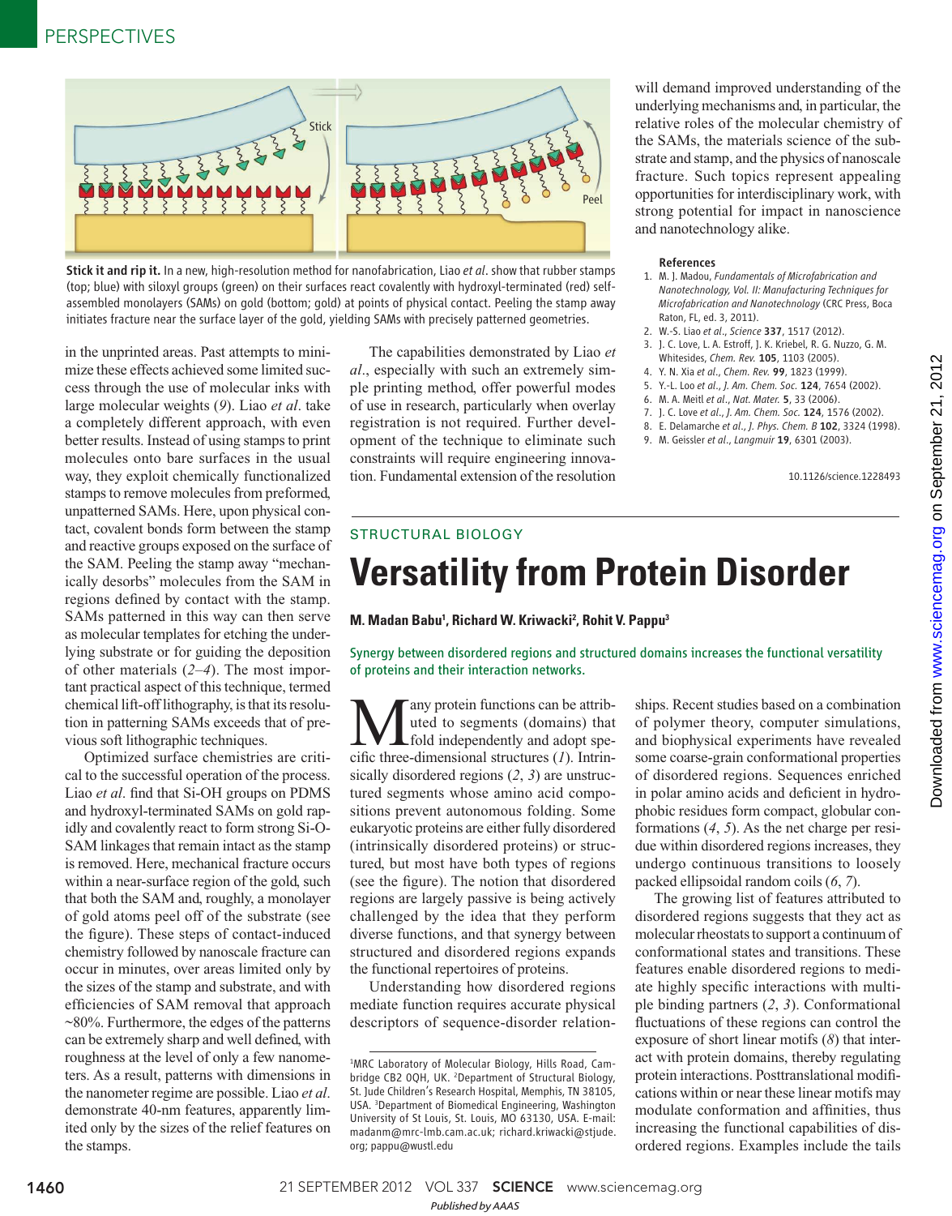Stick

Peel

**Stick it and rip it.** In a new, high-resolution method for nanofabrication, Liao *et al*. show that rubber stamps (top; blue) with siloxyl groups (green) on their surfaces react covalently with hydroxyl-terminated (red) self-assembled monolayers (SAMs) on gold (bottom; gold) at points of physical contact. Peeling the stamp away initiates fracture near the surface layer of the gold, yielding SAMs with precisely patterned geometries.

in the unprinted areas. Past attempts to minimize these effects achieved some limited success through the use of molecular inks with large molecular weights (*9*). Liao *et al*. take a completely different approach, with even better results. Instead of using stamps to print molecules onto bare surfaces in the usual way, they exploit chemically functionalized stamps to remove molecules from preformed, unpatterned SAMs. Here, upon physical contact, covalent bonds form between the stamp and reactive groups exposed on the surface of the SAM. Peeling the stamp away "mechanically desorbs" molecules from the SAM in regions defined by contact with the stamp. SAMs patterned in this way can then serve as molecular templates for etching the underlying substrate or for guiding the deposition of other materials (*2*–*4*). The most important practical aspect of this technique, termed chemical lift-off lithography, is that its resolution in patterning SAMs exceeds that of previous soft lithographic techniques.

Optimized surface chemistries are critical to the successful operation of the process. Liao *et al*. find that Si-OH groups on PDMS and hydroxyl-terminated SAMs on gold rapidly and covalently react to form strong Si-O-SAM linkages that remain intact as the stamp is removed. Here, mechanical fracture occurs within a near-surface region of the gold, such that both the SAM and, roughly, a monolayer of gold atoms peel off of the substrate (see the figure). These steps of contact-induced chemistry followed by nanoscale fracture can occur in minutes, over areas limited only by the sizes of the stamp and substrate, and with efficiencies of SAM removal that approach ~80%. Furthermore, the edges of the patterns can be extremely sharp and well defined, with roughness at the level of only a few nanometers. As a result, patterns with dimensions in the nanometer regime are possible. Liao *et al*. demonstrate 40-nm features, apparently limited only by the sizes of the relief features on the stamps.

The capabilities demonstrated by Liao *et al*., especially with such an extremely simple printing method, offer powerful modes of use in research, particularly when overlay registration is not required. Further development of the technique to eliminate such constraints will require engineering innovation. Fundamental extension of the resolution will demand improved understanding of the underlying mechanisms and, in particular, the relative roles of the molecular chemistry of the SAMs, the materials science of the substrate and stamp, and the physics of nanoscale fracture. Such topics represent appealing opportunities for interdisciplinary work, with strong potential for impact in nanoscience and nanotechnology alike.

**References**

1. M. J. Madou, *Fundamentals of Microfabrication and Nanotechnology, Vol. II: Manufacturing Techniques for Microfabrication and Nanotechnology* (CRC Press, Boca Raton, FL, ed. 3, 2011).
2. W.-S. Liao *et al*., *Science* **337**, 1517 (2012).
3. J. C. Love, L. A. Estroff, J. K. Kriebel, R. G. Nuzzo, G. M. Whitesides, *Chem. Rev.* **105**, 1103 (2005).
4. Y. N. Xia *et al*., *Chem. Rev.* **99**, 1823 (1999).
5. Y.-L. Loo *et al*., *J. Am. Chem. Soc.* **124**, 7654 (2002).
6. M. A. Meitl *et al*., *Nat. Mater.* **5**, 33 (2006).
7. J. C. Love *et al*., *J. Am. Chem. Soc.* **124**, 1576 (2002).
8. E. Delamarche *et al*., *J. Phys. Chem. B* **102**, 3324 (1998).
9. M. Geissler *et al*., *Langmuir* **19**, 6301 (2003).

10.1126/science.1228493

STRUCTURAL BIOLOGY

# Versatility from Protein Disorder

**M. Madan Babu[1], Richard W. Kriwacki[2], Rohit V. Pappu[3]**

Synergy between disordered regions and structured domains increases the functional versatility of proteins and their interaction networks.

Many protein functions can be attributed to segments (domains) that fold independently and adopt specific three-dimensional structures (*1*). Intrinsically disordered regions (*2*, *3*) are unstructured segments whose amino acid compositions prevent autonomous folding. Some eukaryotic proteins are either fully disordered (intrinsically disordered proteins) or structured, but most have both types of regions (see the figure). The notion that disordered regions are largely passive is being actively challenged by the idea that they perform diverse functions, and that synergy between structured and disordered regions expands the functional repertoires of proteins.

Understanding how disordered regions mediate function requires accurate physical descriptors of sequence-disorder relationships. Recent studies based on a combination of polymer theory, computer simulations, and biophysical experiments have revealed some coarse-grain conformational properties of disordered regions. Sequences enriched in polar amino acids and deficient in hydrophobic residues form compact, globular conformations (*4*, *5*). As the net charge per residue within disordered regions increases, they undergo continuous transitions to loosely packed ellipsoidal random coils (*6*, *7*).

The growing list of features attributed to disordered regions suggests that they act as molecular rheostats to support a continuum of conformational states and transitions. These features enable disordered regions to mediate highly specific interactions with multiple binding partners (*2*, *3*). Conformational fluctuations of these regions can control the exposure of short linear motifs (*8*) that interact with protein domains, thereby regulating protein interactions. Posttranslational modifications within or near these linear motifs may modulate conformation and affinities, thus increasing the functional capabilities of disordered regions. Examples include the tails

[1]MRC Laboratory of Molecular Biology, Hills Road, Cambridge CB2 0QH, UK. [2]Department of Structural Biology, St. Jude Children's Research Hospital, Memphis, TN 38105, USA. [3]Department of Biomedical Engineering, Washington University of St Louis, St. Louis, MO 63130, USA. E-mail: madanm@mrc-lmb.cam.ac.uk; richard.kriwacki@stjude.org; pappu@wustl.edu